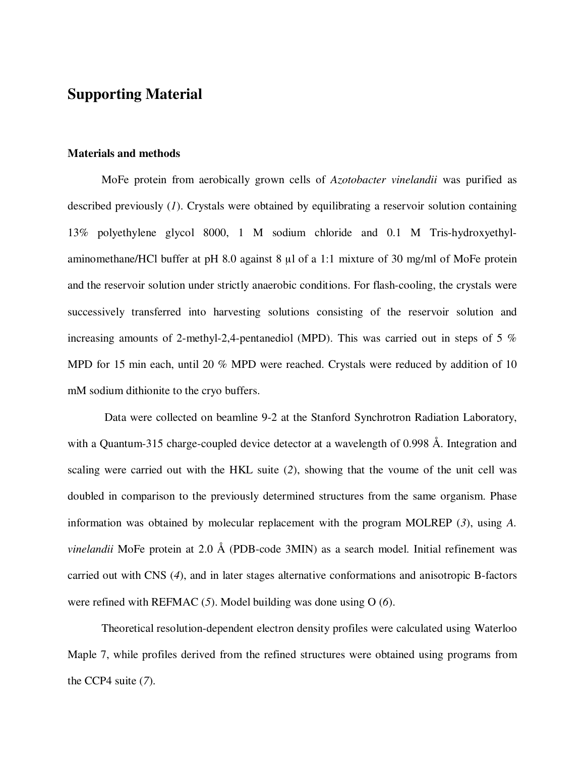# Supporting Material

## Materials and methods

MoFe protein from aerobically grown cells of *Azotobacter vinelandii* was purified as described previously (*1*). Crystals were obtained by equilibrating a reservoir solution containing 13% polyethylene glycol 8000, 1 M sodium chloride and 0.1 M Tris-hydroxyethyl-aminomethane/HCl buffer at pH 8.0 against 8 µl of a 1:1 mixture of 30 mg/ml of MoFe protein and the reservoir solution under strictly anaerobic conditions. For flash-cooling, the crystals were successively transferred into harvesting solutions consisting of the reservoir solution and increasing amounts of 2-methyl-2,4-pentanediol (MPD). This was carried out in steps of 5 % MPD for 15 min each, until 20 % MPD were reached. Crystals were reduced by addition of 10 mM sodium dithionite to the cryo buffers.

Data were collected on beamline 9-2 at the Stanford Synchrotron Radiation Laboratory, with a Quantum-315 charge-coupled device detector at a wavelength of 0.998 Å. Integration and scaling were carried out with the HKL suite (*2*), showing that the voume of the unit cell was doubled in comparison to the previously determined structures from the same organism. Phase information was obtained by molecular replacement with the program MOLREP (*3*), using *A. vinelandii* MoFe protein at 2.0 Å (PDB-code 3MIN) as a search model. Initial refinement was carried out with CNS (*4*), and in later stages alternative conformations and anisotropic B-factors were refined with REFMAC (*5*). Model building was done using O (*6*).

Theoretical resolution-dependent electron density profiles were calculated using Waterloo Maple 7, while profiles derived from the refined structures were obtained using programs from the CCP4 suite (*7*).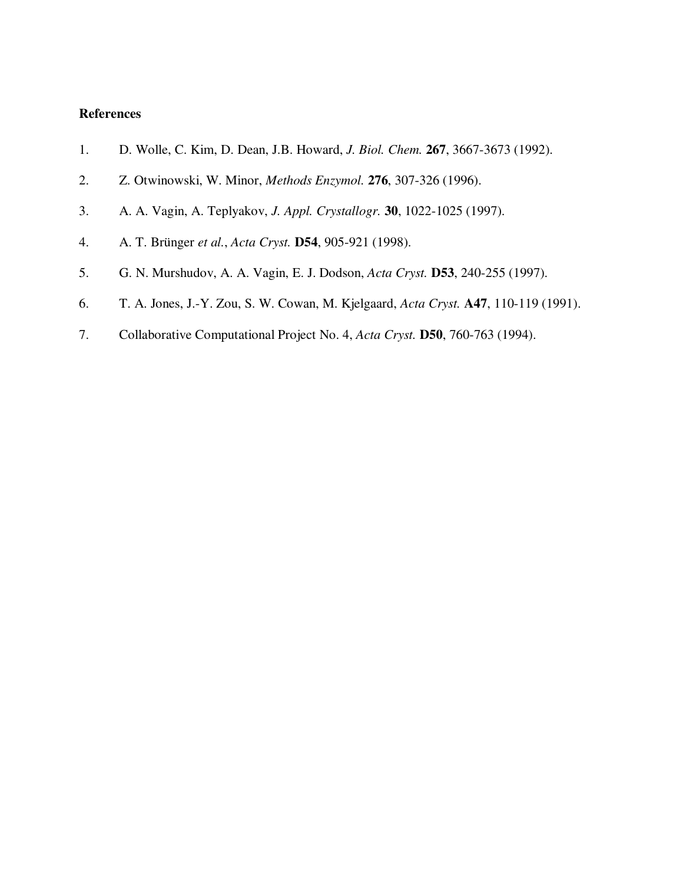**References**

1. D. Wolle, C. Kim, D. Dean, J.B. Howard, *J. Biol. Chem.* **267**, 3667-3673 (1992).
2. Z. Otwinowski, W. Minor, *Methods Enzymol.* **276**, 307-326 (1996).
3. A. A. Vagin, A. Teplyakov, *J. Appl. Crystallogr.* **30**, 1022-1025 (1997).
4. A. T. Brünger *et al.*, *Acta Cryst.* **D54**, 905-921 (1998).
5. G. N. Murshudov, A. A. Vagin, E. J. Dodson, *Acta Cryst.* **D53**, 240-255 (1997).
6. T. A. Jones, J.-Y. Zou, S. W. Cowan, M. Kjelgaard, *Acta Cryst.* **A47**, 110-119 (1991).
7. Collaborative Computational Project No. 4, *Acta Cryst.* **D50**, 760-763 (1994).